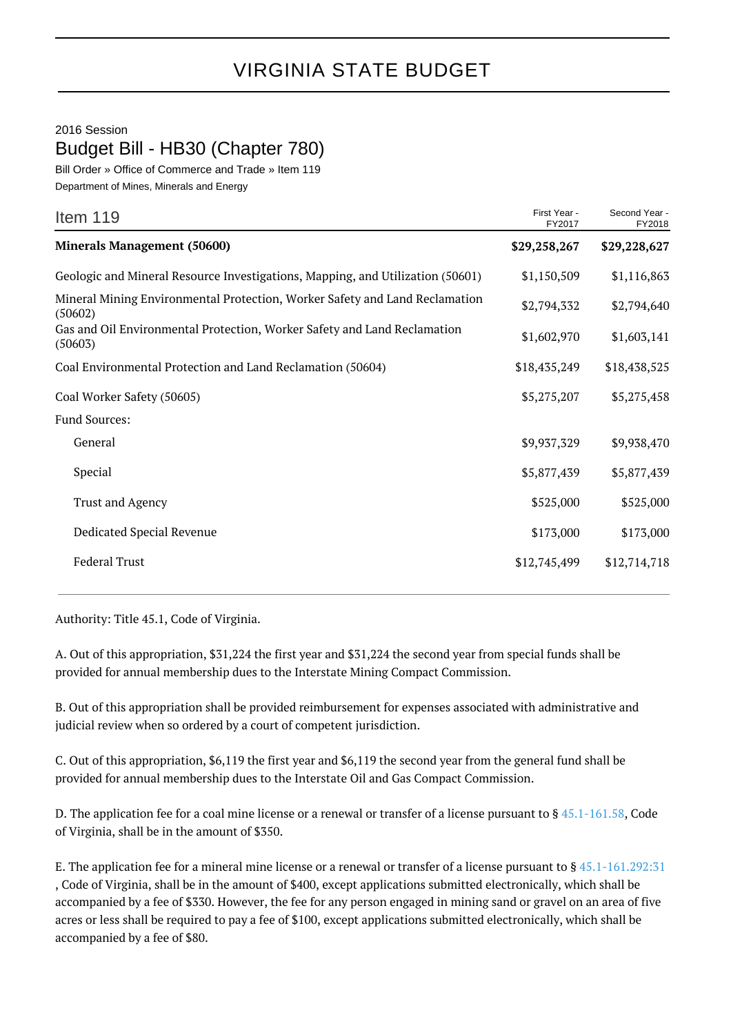# VIRGINIA STATE BUDGET

2016 Session

## Budget Bill - HB30 (Chapter 780)

Bill Order » Office of Commerce and Trade » Item 119

Department of Mines, Minerals and Energy

| Item 119 | First Year - FY2017 | Second Year - FY2018 |
|---|---|---|
| **Minerals Management (50600)** | **$29,258,267** | **$29,228,627** |
| Geologic and Mineral Resource Investigations, Mapping, and Utilization (50601) | $1,150,509 | $1,116,863 |
| Mineral Mining Environmental Protection, Worker Safety and Land Reclamation (50602) | $2,794,332 | $2,794,640 |
| Gas and Oil Environmental Protection, Worker Safety and Land Reclamation (50603) | $1,602,970 | $1,603,141 |
| Coal Environmental Protection and Land Reclamation (50604) | $18,435,249 | $18,438,525 |
| Coal Worker Safety (50605) | $5,275,207 | $5,275,458 |
| Fund Sources: | | |
| General | $9,937,329 | $9,938,470 |
| Special | $5,877,439 | $5,877,439 |
| Trust and Agency | $525,000 | $525,000 |
| Dedicated Special Revenue | $173,000 | $173,000 |
| Federal Trust | $12,745,499 | $12,714,718 |

Authority: Title 45.1, Code of Virginia.

A. Out of this appropriation, $31,224 the first year and $31,224 the second year from special funds shall be provided for annual membership dues to the Interstate Mining Compact Commission.

B. Out of this appropriation shall be provided reimbursement for expenses associated with administrative and judicial review when so ordered by a court of competent jurisdiction.

C. Out of this appropriation, $6,119 the first year and $6,119 the second year from the general fund shall be provided for annual membership dues to the Interstate Oil and Gas Compact Commission.

D. The application fee for a coal mine license or a renewal or transfer of a license pursuant to § 45.1-161.58, Code of Virginia, shall be in the amount of $350.

E. The application fee for a mineral mine license or a renewal or transfer of a license pursuant to § 45.1-161.292:31, Code of Virginia, shall be in the amount of $400, except applications submitted electronically, which shall be accompanied by a fee of $330. However, the fee for any person engaged in mining sand or gravel on an area of five acres or less shall be required to pay a fee of $100, except applications submitted electronically, which shall be accompanied by a fee of $80.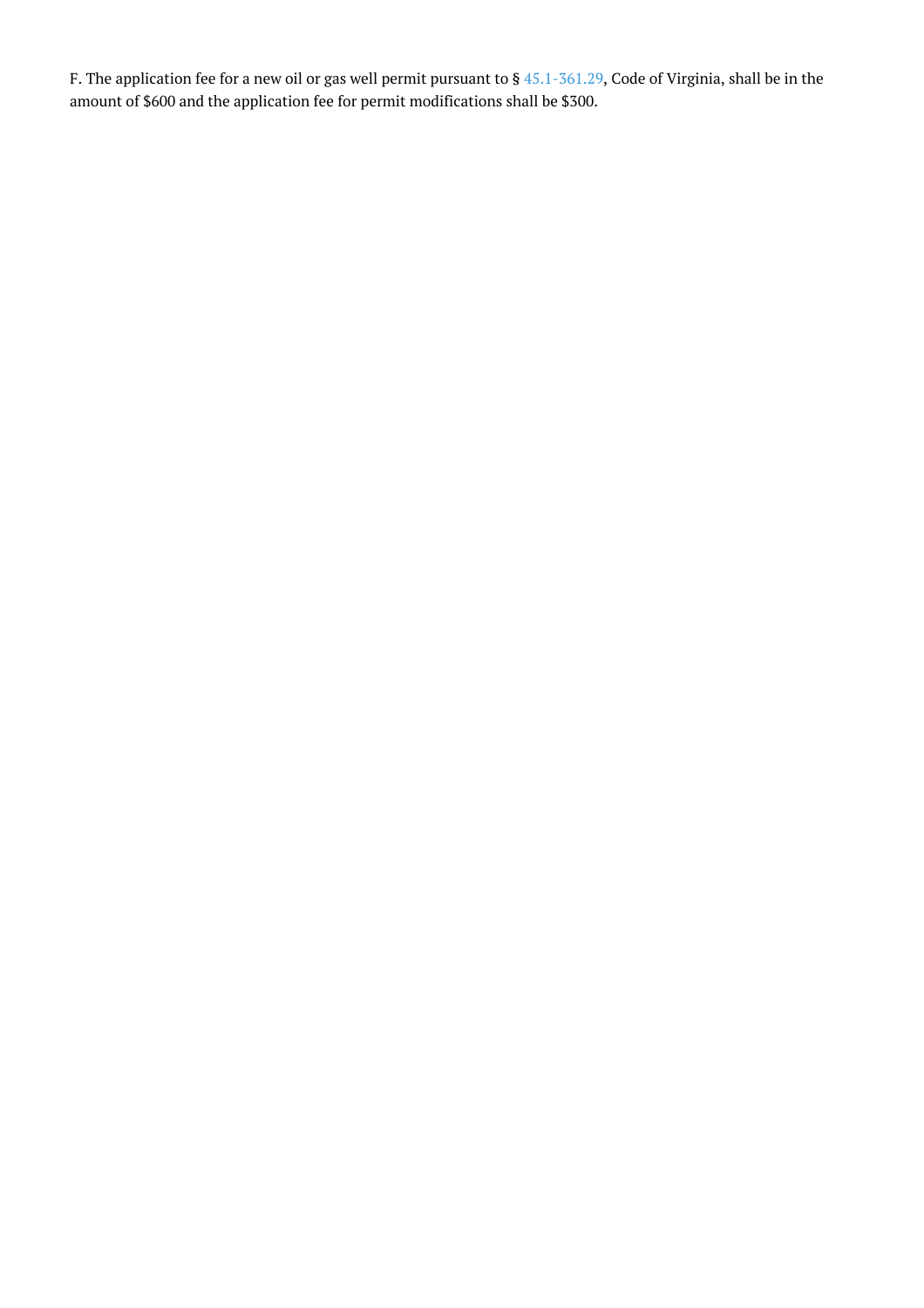F. The application fee for a new oil or gas well permit pursuant to § 45.1-361.29, Code of Virginia, shall be in the amount of $600 and the application fee for permit modifications shall be $300.